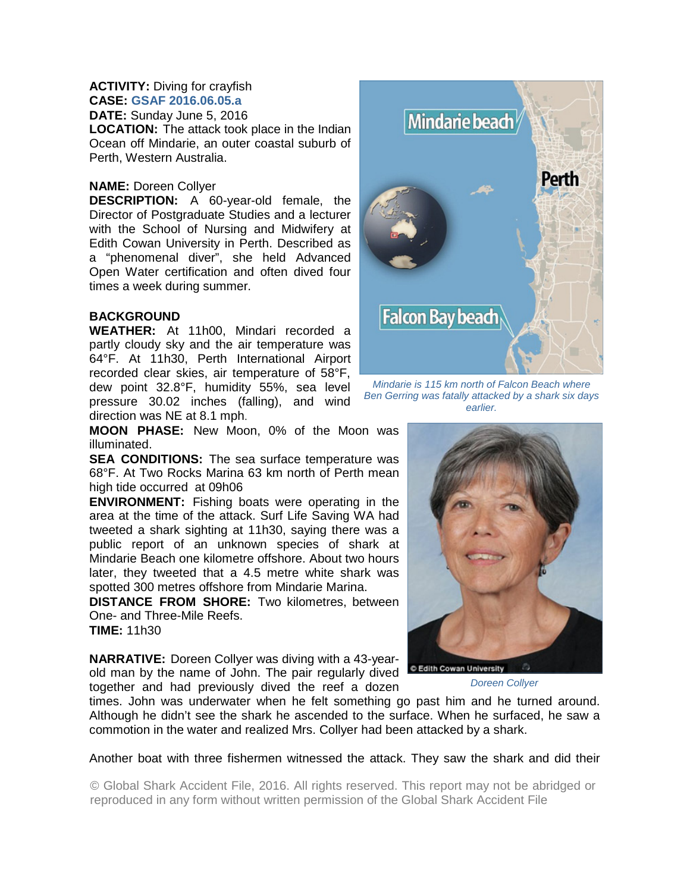**ACTIVITY:** Diving for crayfish
**CASE:** GSAF 2016.06.05.a
**DATE:** Sunday June 5, 2016
**LOCATION:** The attack took place in the Indian Ocean off Mindarie, an outer coastal suburb of Perth, Western Australia.

**NAME:** Doreen Collyer
**DESCRIPTION:** A 60-year-old female, the Director of Postgraduate Studies and a lecturer with the School of Nursing and Midwifery at Edith Cowan University in Perth. Described as a "phenomenal diver", she held Advanced Open Water certification and often dived four times a week during summer.

*Mindarie is 115 km north of Falcon Beach where Ben Gerring was fatally attacked by a shark six days earlier.*

**BACKGROUND**
**WEATHER:** At 11h00, Mindari recorded a partly cloudy sky and the air temperature was 64°F. At 11h30, Perth International Airport recorded clear skies, air temperature of 58°F, dew point 32.8°F, humidity 55%, sea level pressure 30.02 inches (falling), and wind direction was NE at 8.1 mph.
**MOON PHASE:** New Moon, 0% of the Moon was illuminated.
**SEA CONDITIONS:** The sea surface temperature was 68°F. At Two Rocks Marina 63 km north of Perth mean high tide occurred at 09h06
**ENVIRONMENT:** Fishing boats were operating in the area at the time of the attack. Surf Life Saving WA had tweeted a shark sighting at 11h30, saying there was a public report of an unknown species of shark at Mindarie Beach one kilometre offshore. About two hours later, they tweeted that a 4.5 metre white shark was spotted 300 metres offshore from Mindarie Marina.
**DISTANCE FROM SHORE:** Two kilometres, between One- and Three-Mile Reefs.
**TIME:** 11h30

*Doreen Collyer*

**NARRATIVE:** Doreen Collyer was diving with a 43-year-old man by the name of John. The pair regularly dived together and had previously dived the reef a dozen times. John was underwater when he felt something go past him and he turned around. Although he didn't see the shark he ascended to the surface. When he surfaced, he saw a commotion in the water and realized Mrs. Collyer had been attacked by a shark.

Another boat with three fishermen witnessed the attack. They saw the shark and did their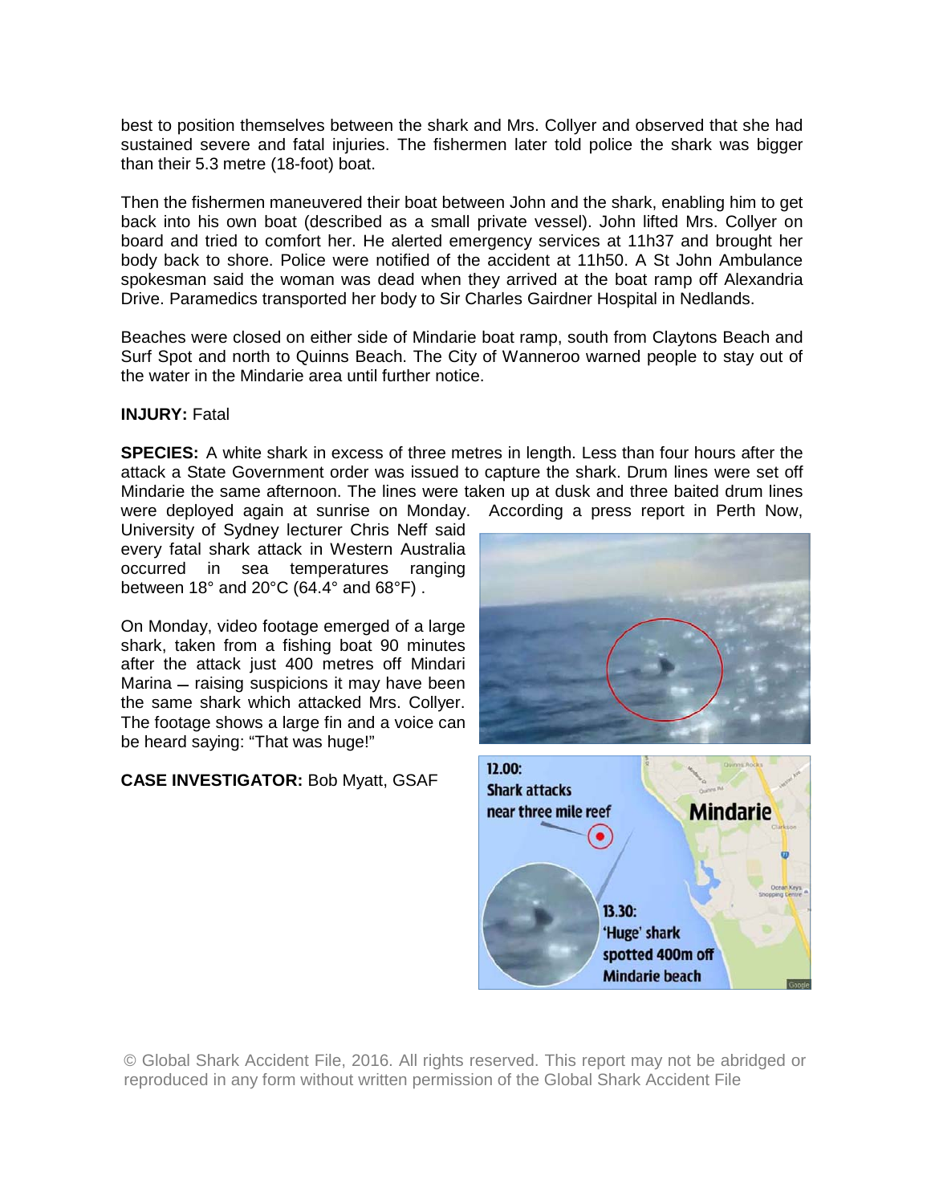best to position themselves between the shark and Mrs. Collyer and observed that she had sustained severe and fatal injuries. The fishermen later told police the shark was bigger than their 5.3 metre (18-foot) boat.

Then the fishermen maneuvered their boat between John and the shark, enabling him to get back into his own boat (described as a small private vessel). John lifted Mrs. Collyer on board and tried to comfort her. He alerted emergency services at 11h37 and brought her body back to shore. Police were notified of the accident at 11h50. A St John Ambulance spokesman said the woman was dead when they arrived at the boat ramp off Alexandria Drive. Paramedics transported her body to Sir Charles Gairdner Hospital in Nedlands.

Beaches were closed on either side of Mindarie boat ramp, south from Claytons Beach and Surf Spot and north to Quinns Beach. The City of Wanneroo warned people to stay out of the water in the Mindarie area until further notice.

**INJURY:** Fatal

**SPECIES:** A white shark in excess of three metres in length. Less than four hours after the attack a State Government order was issued to capture the shark. Drum lines were set off Mindarie the same afternoon. The lines were taken up at dusk and three baited drum lines were deployed again at sunrise on Monday. According a press report in Perth Now, University of Sydney lecturer Chris Neff said every fatal shark attack in Western Australia occurred in sea temperatures ranging between 18° and 20°C (64.4° and 68°F) .

On Monday, video footage emerged of a large shark, taken from a fishing boat 90 minutes after the attack just 400 metres off Mindari Marina – raising suspicions it may have been the same shark which attacked Mrs. Collyer. The footage shows a large fin and a voice can be heard saying: "That was huge!"

12.00: Shark attacks near three mile reef

Mindarie

13.30: 'Huge' shark spotted 400m off Mindarie beach

**CASE INVESTIGATOR:** Bob Myatt, GSAF